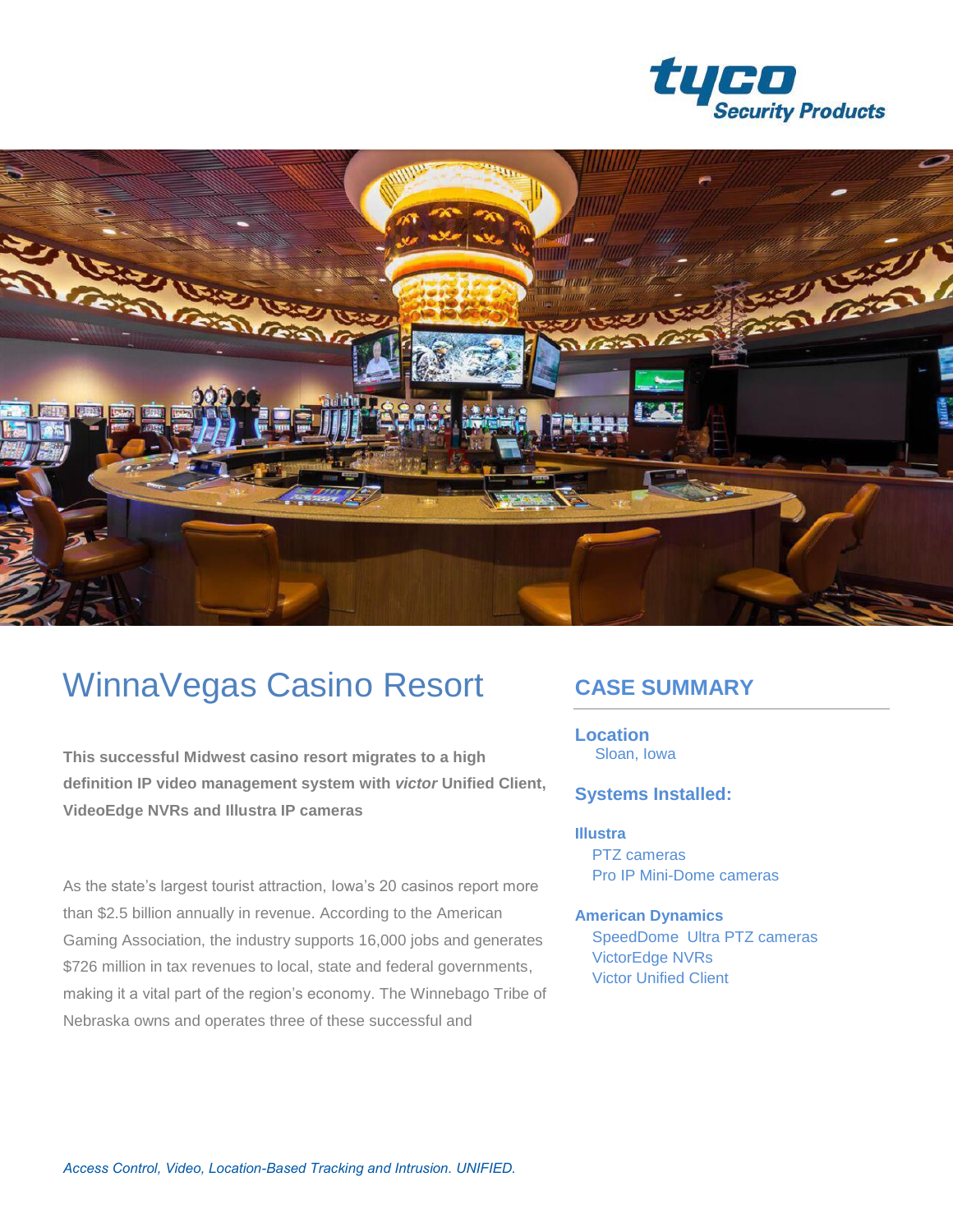# WinnaVegas Casino Resort

**This successful Midwest casino resort migrates to a high definition IP video management system with *victor* Unified Client, VideoEdge NVRs and Illustra IP cameras**

As the state's largest tourist attraction, Iowa's 20 casinos report more than $2.5 billion annually in revenue. According to the American Gaming Association, the industry supports 16,000 jobs and generates $726 million in tax revenues to local, state and federal governments, making it a vital part of the region's economy. The Winnebago Tribe of Nebraska owns and operates three of these successful and

## CASE SUMMARY

**Location**

Sloan, Iowa

**Systems Installed:**

**Illustra**

- PTZ cameras
- Pro IP Mini-Dome cameras

**American Dynamics**

- SpeedDome Ultra PTZ cameras
- VictorEdge NVRs
- Victor Unified Client

*Access Control, Video, Location-Based Tracking and Intrusion. UNIFIED.*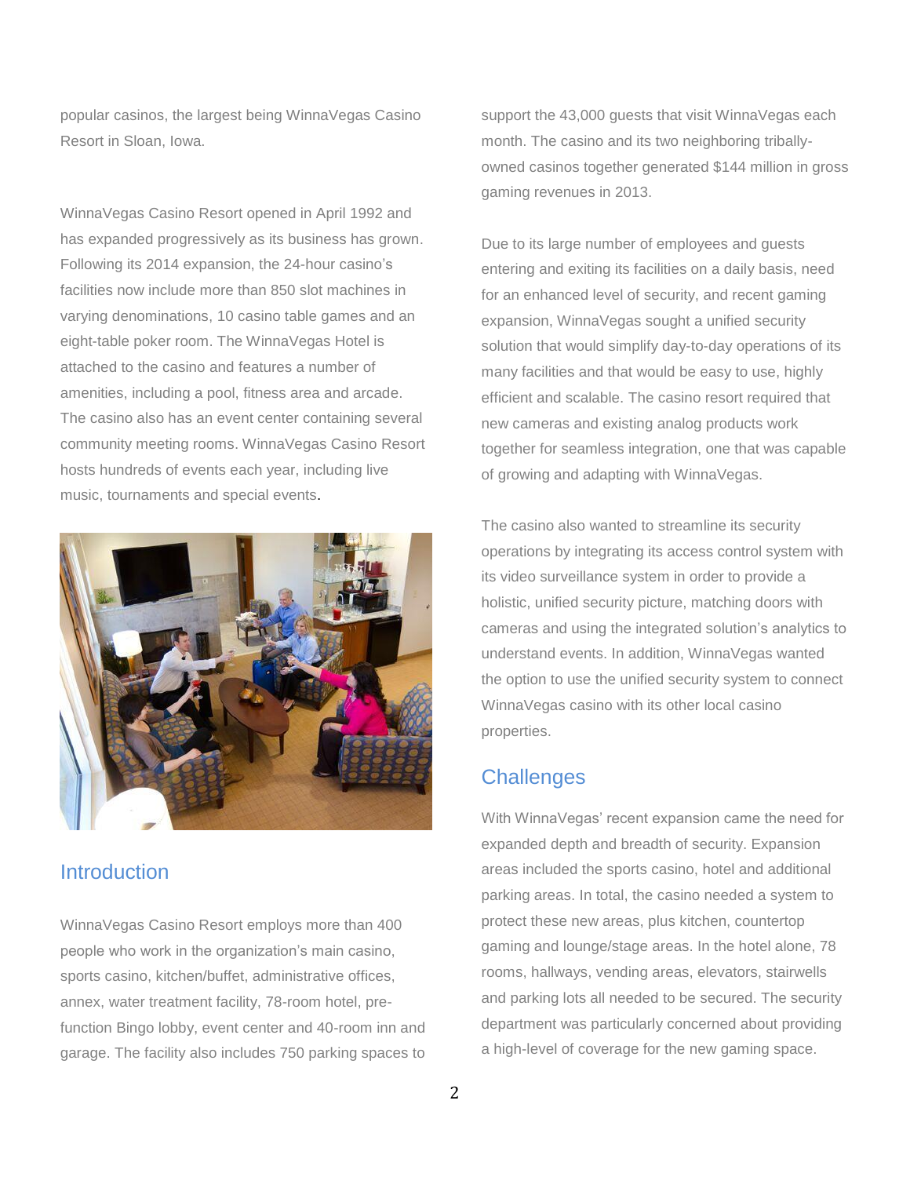popular casinos, the largest being WinnaVegas Casino Resort in Sloan, Iowa.

WinnaVegas Casino Resort opened in April 1992 and has expanded progressively as its business has grown. Following its 2014 expansion, the 24-hour casino's facilities now include more than 850 slot machines in varying denominations, 10 casino table games and an eight-table poker room. The WinnaVegas Hotel is attached to the casino and features a number of amenities, including a pool, fitness area and arcade. The casino also has an event center containing several community meeting rooms. WinnaVegas Casino Resort hosts hundreds of events each year, including live music, tournaments and special events.

## Introduction

WinnaVegas Casino Resort employs more than 400 people who work in the organization's main casino, sports casino, kitchen/buffet, administrative offices, annex, water treatment facility, 78-room hotel, pre-function Bingo lobby, event center and 40-room inn and garage. The facility also includes 750 parking spaces to support the 43,000 guests that visit WinnaVegas each month. The casino and its two neighboring tribally-owned casinos together generated $144 million in gross gaming revenues in 2013.

Due to its large number of employees and guests entering and exiting its facilities on a daily basis, need for an enhanced level of security, and recent gaming expansion, WinnaVegas sought a unified security solution that would simplify day-to-day operations of its many facilities and that would be easy to use, highly efficient and scalable. The casino resort required that new cameras and existing analog products work together for seamless integration, one that was capable of growing and adapting with WinnaVegas.

The casino also wanted to streamline its security operations by integrating its access control system with its video surveillance system in order to provide a holistic, unified security picture, matching doors with cameras and using the integrated solution's analytics to understand events. In addition, WinnaVegas wanted the option to use the unified security system to connect WinnaVegas casino with its other local casino properties.

## Challenges

With WinnaVegas' recent expansion came the need for expanded depth and breadth of security. Expansion areas included the sports casino, hotel and additional parking areas. In total, the casino needed a system to protect these new areas, plus kitchen, countertop gaming and lounge/stage areas. In the hotel alone, 78 rooms, hallways, vending areas, elevators, stairwells and parking lots all needed to be secured. The security department was particularly concerned about providing a high-level of coverage for the new gaming space.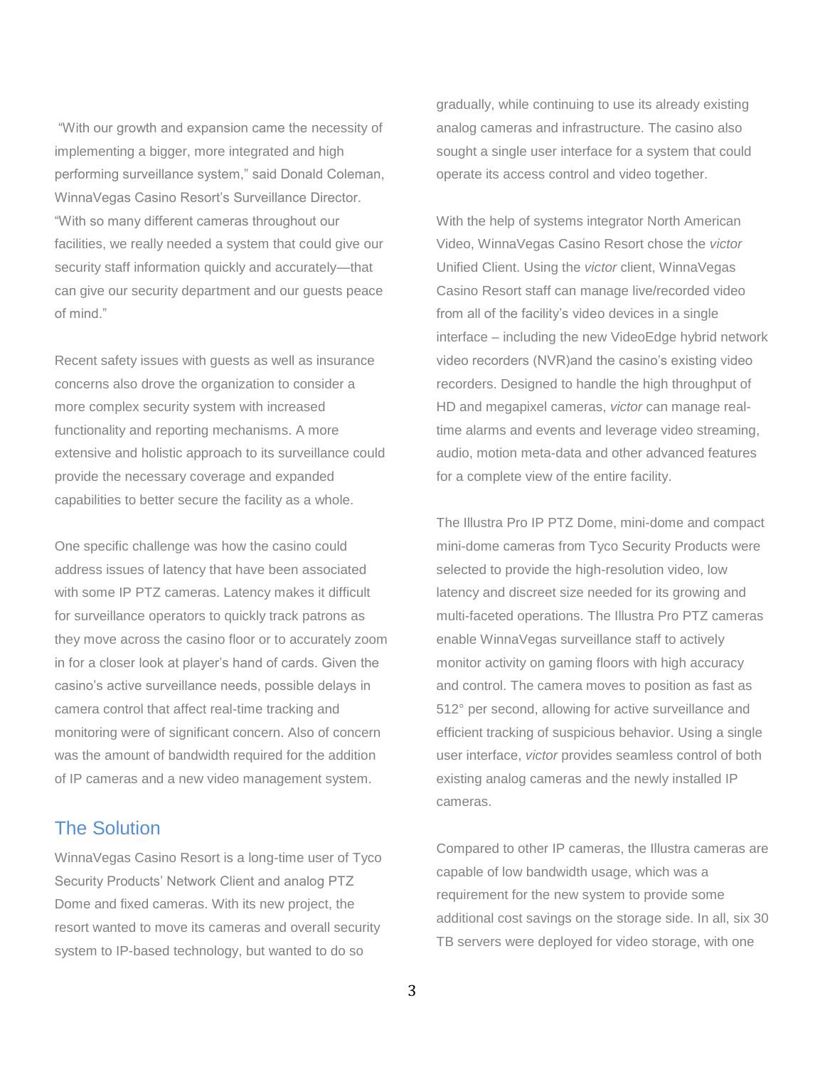"With our growth and expansion came the necessity of implementing a bigger, more integrated and high performing surveillance system," said Donald Coleman, WinnaVegas Casino Resort's Surveillance Director. "With so many different cameras throughout our facilities, we really needed a system that could give our security staff information quickly and accurately—that can give our security department and our guests peace of mind."

Recent safety issues with guests as well as insurance concerns also drove the organization to consider a more complex security system with increased functionality and reporting mechanisms. A more extensive and holistic approach to its surveillance could provide the necessary coverage and expanded capabilities to better secure the facility as a whole.

One specific challenge was how the casino could address issues of latency that have been associated with some IP PTZ cameras. Latency makes it difficult for surveillance operators to quickly track patrons as they move across the casino floor or to accurately zoom in for a closer look at player's hand of cards. Given the casino's active surveillance needs, possible delays in camera control that affect real-time tracking and monitoring were of significant concern. Also of concern was the amount of bandwidth required for the addition of IP cameras and a new video management system.

## The Solution

WinnaVegas Casino Resort is a long-time user of Tyco Security Products' Network Client and analog PTZ Dome and fixed cameras. With its new project, the resort wanted to move its cameras and overall security system to IP-based technology, but wanted to do so gradually, while continuing to use its already existing analog cameras and infrastructure. The casino also sought a single user interface for a system that could operate its access control and video together.

With the help of systems integrator North American Video, WinnaVegas Casino Resort chose the *victor* Unified Client. Using the *victor* client, WinnaVegas Casino Resort staff can manage live/recorded video from all of the facility's video devices in a single interface – including the new VideoEdge hybrid network video recorders (NVR)and the casino's existing video recorders. Designed to handle the high throughput of HD and megapixel cameras, *victor* can manage real-time alarms and events and leverage video streaming, audio, motion meta-data and other advanced features for a complete view of the entire facility.

The Illustra Pro IP PTZ Dome, mini-dome and compact mini-dome cameras from Tyco Security Products were selected to provide the high-resolution video, low latency and discreet size needed for its growing and multi-faceted operations. The Illustra Pro PTZ cameras enable WinnaVegas surveillance staff to actively monitor activity on gaming floors with high accuracy and control. The camera moves to position as fast as 512° per second, allowing for active surveillance and efficient tracking of suspicious behavior. Using a single user interface, *victor* provides seamless control of both existing analog cameras and the newly installed IP cameras.

Compared to other IP cameras, the Illustra cameras are capable of low bandwidth usage, which was a requirement for the new system to provide some additional cost savings on the storage side. In all, six 30 TB servers were deployed for video storage, with one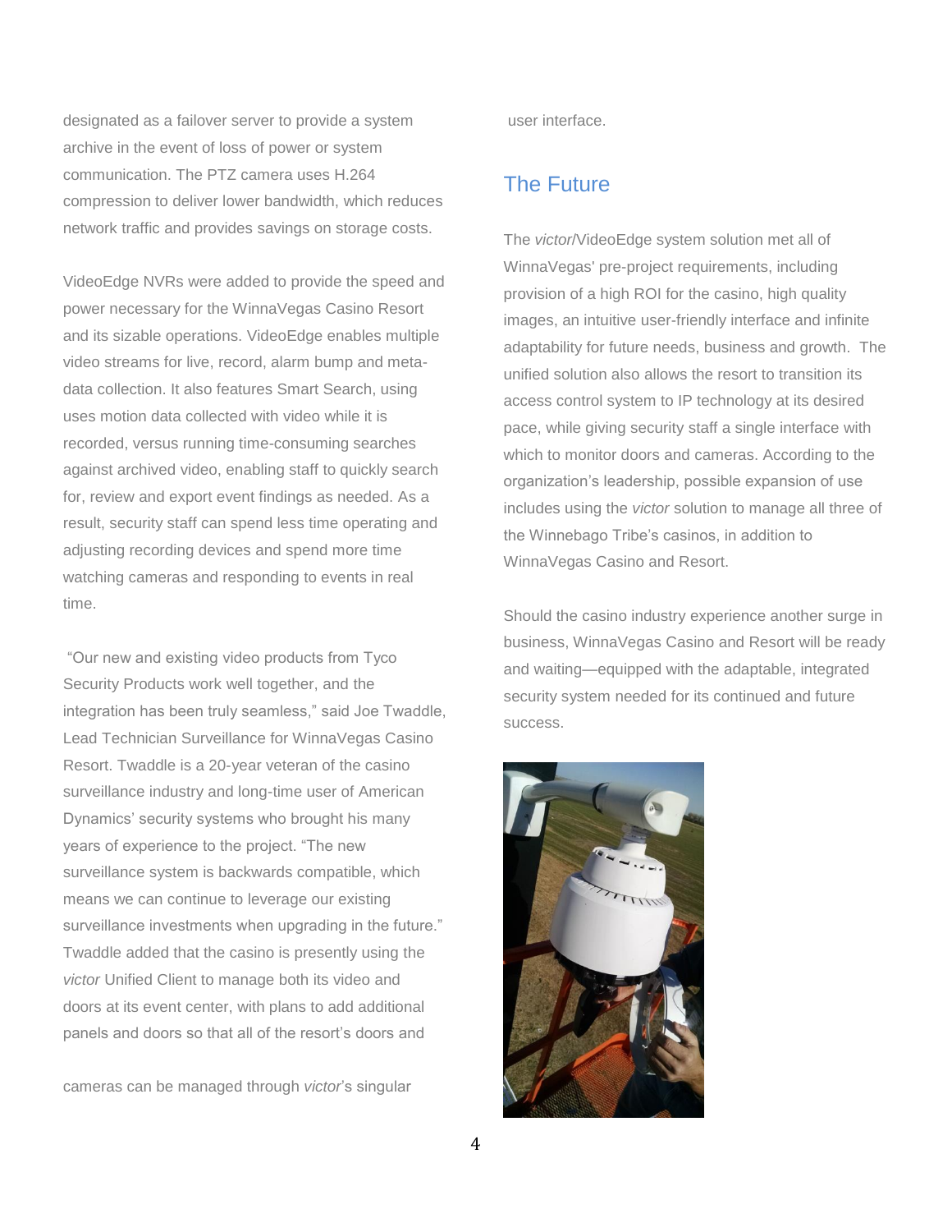designated as a failover server to provide a system archive in the event of loss of power or system communication. The PTZ camera uses H.264 compression to deliver lower bandwidth, which reduces network traffic and provides savings on storage costs.

VideoEdge NVRs were added to provide the speed and power necessary for the WinnaVegas Casino Resort and its sizable operations. VideoEdge enables multiple video streams for live, record, alarm bump and meta-data collection. It also features Smart Search, using uses motion data collected with video while it is recorded, versus running time-consuming searches against archived video, enabling staff to quickly search for, review and export event findings as needed. As a result, security staff can spend less time operating and adjusting recording devices and spend more time watching cameras and responding to events in real time.

"Our new and existing video products from Tyco Security Products work well together, and the integration has been truly seamless," said Joe Twaddle, Lead Technician Surveillance for WinnaVegas Casino Resort. Twaddle is a 20-year veteran of the casino surveillance industry and long-time user of American Dynamics' security systems who brought his many years of experience to the project. "The new surveillance system is backwards compatible, which means we can continue to leverage our existing surveillance investments when upgrading in the future." Twaddle added that the casino is presently using the *victor* Unified Client to manage both its video and doors at its event center, with plans to add additional panels and doors so that all of the resort's doors and cameras can be managed through *victor*'s singular user interface.

## The Future

The *victor*/VideoEdge system solution met all of WinnaVegas' pre-project requirements, including provision of a high ROI for the casino, high quality images, an intuitive user-friendly interface and infinite adaptability for future needs, business and growth. The unified solution also allows the resort to transition its access control system to IP technology at its desired pace, while giving security staff a single interface with which to monitor doors and cameras. According to the organization's leadership, possible expansion of use includes using the *victor* solution to manage all three of the Winnebago Tribe's casinos, in addition to WinnaVegas Casino and Resort.

Should the casino industry experience another surge in business, WinnaVegas Casino and Resort will be ready and waiting—equipped with the adaptable, integrated security system needed for its continued and future success.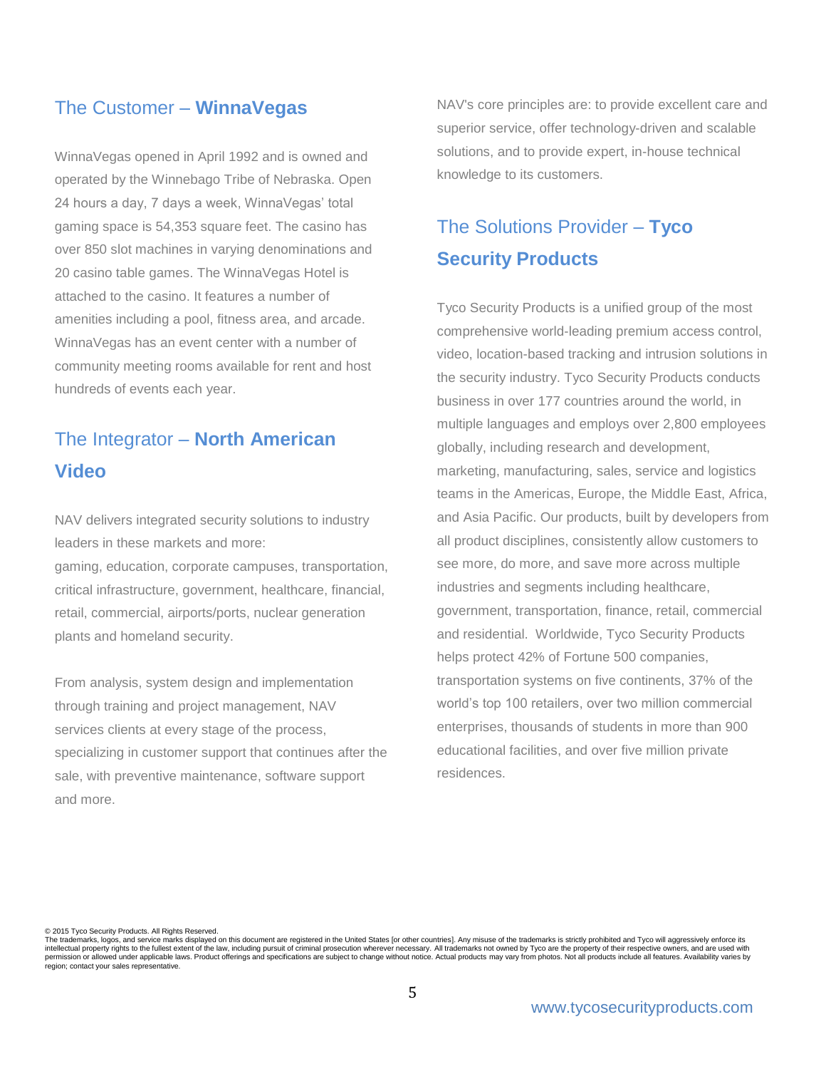## The Customer – **WinnaVegas**

WinnaVegas opened in April 1992 and is owned and operated by the Winnebago Tribe of Nebraska. Open 24 hours a day, 7 days a week, WinnaVegas' total gaming space is 54,353 square feet. The casino has over 850 slot machines in varying denominations and 20 casino table games. The WinnaVegas Hotel is attached to the casino. It features a number of amenities including a pool, fitness area, and arcade. WinnaVegas has an event center with a number of community meeting rooms available for rent and host hundreds of events each year.

## The Integrator – **North American Video**

NAV delivers integrated security solutions to industry leaders in these markets and more:
gaming, education, corporate campuses, transportation, critical infrastructure, government, healthcare, financial, retail, commercial, airports/ports, nuclear generation plants and homeland security.

From analysis, system design and implementation through training and project management, NAV services clients at every stage of the process, specializing in customer support that continues after the sale, with preventive maintenance, software support and more.

NAV's core principles are: to provide excellent care and superior service, offer technology-driven and scalable solutions, and to provide expert, in-house technical knowledge to its customers.

## The Solutions Provider – **Tyco Security Products**

Tyco Security Products is a unified group of the most comprehensive world-leading premium access control, video, location-based tracking and intrusion solutions in the security industry. Tyco Security Products conducts business in over 177 countries around the world, in multiple languages and employs over 2,800 employees globally, including research and development, marketing, manufacturing, sales, service and logistics teams in the Americas, Europe, the Middle East, Africa, and Asia Pacific. Our products, built by developers from all product disciplines, consistently allow customers to see more, do more, and save more across multiple industries and segments including healthcare, government, transportation, finance, retail, commercial and residential. Worldwide, Tyco Security Products helps protect 42% of Fortune 500 companies, transportation systems on five continents, 37% of the world's top 100 retailers, over two million commercial enterprises, thousands of students in more than 900 educational facilities, and over five million private residences.

© 2015 Tyco Security Products. All Rights Reserved.
The trademarks, logos, and service marks displayed on this document are registered in the United States [or other countries]. Any misuse of the trademarks is strictly prohibited and Tyco will aggressively enforce its intellectual property rights to the fullest extent of the law, including pursuit of criminal prosecution wherever necessary. All trademarks not owned by Tyco are the property of their respective owners, and are used with permission or allowed under applicable laws. Product offerings and specifications are subject to change without notice. Actual products may vary from photos. Not all products include all features. Availability varies by region; contact your sales representative.

www.tycosecurityproducts.com